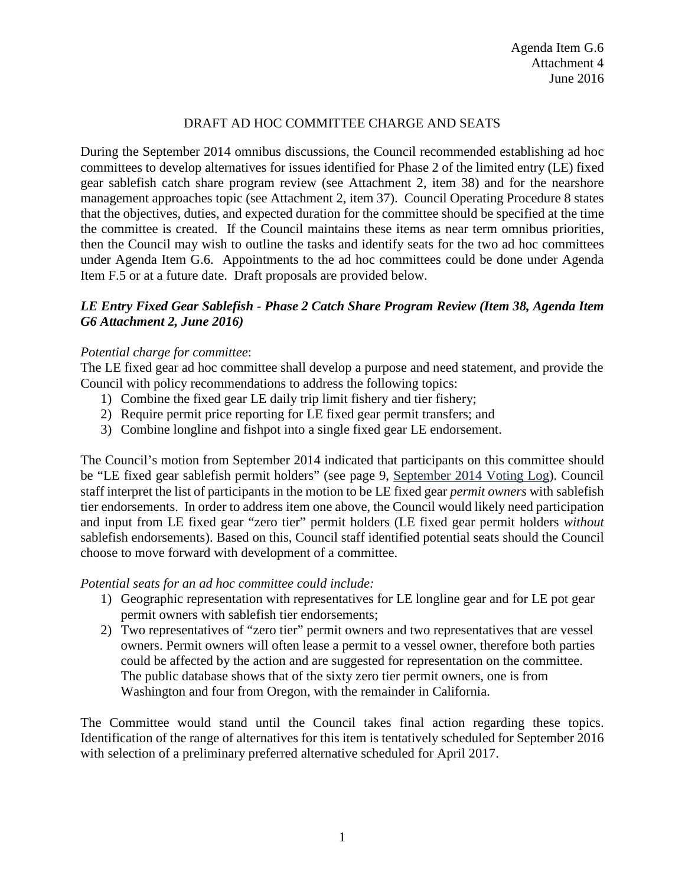Agenda Item G.6
Attachment 4
June 2016

# DRAFT AD HOC COMMITTEE CHARGE AND SEATS

During the September 2014 omnibus discussions, the Council recommended establishing ad hoc committees to develop alternatives for issues identified for Phase 2 of the limited entry (LE) fixed gear sablefish catch share program review (see Attachment 2, item 38) and for the nearshore management approaches topic (see Attachment 2, item 37). Council Operating Procedure 8 states that the objectives, duties, and expected duration for the committee should be specified at the time the committee is created. If the Council maintains these items as near term omnibus priorities, then the Council may wish to outline the tasks and identify seats for the two ad hoc committees under Agenda Item G.6. Appointments to the ad hoc committees could be done under Agenda Item F.5 or at a future date. Draft proposals are provided below.

## *LE Entry Fixed Gear Sablefish - Phase 2 Catch Share Program Review (Item 38, Agenda Item G6 Attachment 2, June 2016)*

*Potential charge for committee*:

The LE fixed gear ad hoc committee shall develop a purpose and need statement, and provide the Council with policy recommendations to address the following topics:

1) Combine the fixed gear LE daily trip limit fishery and tier fishery;
2) Require permit price reporting for LE fixed gear permit transfers; and
3) Combine longline and fishpot into a single fixed gear LE endorsement.

The Council's motion from September 2014 indicated that participants on this committee should be "LE fixed gear sablefish permit holders" (see page 9, September 2014 Voting Log). Council staff interpret the list of participants in the motion to be LE fixed gear *permit owners* with sablefish tier endorsements. In order to address item one above, the Council would likely need participation and input from LE fixed gear "zero tier" permit holders (LE fixed gear permit holders *without* sablefish endorsements). Based on this, Council staff identified potential seats should the Council choose to move forward with development of a committee.

*Potential seats for an ad hoc committee could include:*

1) Geographic representation with representatives for LE longline gear and for LE pot gear permit owners with sablefish tier endorsements;
2) Two representatives of "zero tier" permit owners and two representatives that are vessel owners. Permit owners will often lease a permit to a vessel owner, therefore both parties could be affected by the action and are suggested for representation on the committee. The public database shows that of the sixty zero tier permit owners, one is from Washington and four from Oregon, with the remainder in California.

The Committee would stand until the Council takes final action regarding these topics. Identification of the range of alternatives for this item is tentatively scheduled for September 2016 with selection of a preliminary preferred alternative scheduled for April 2017.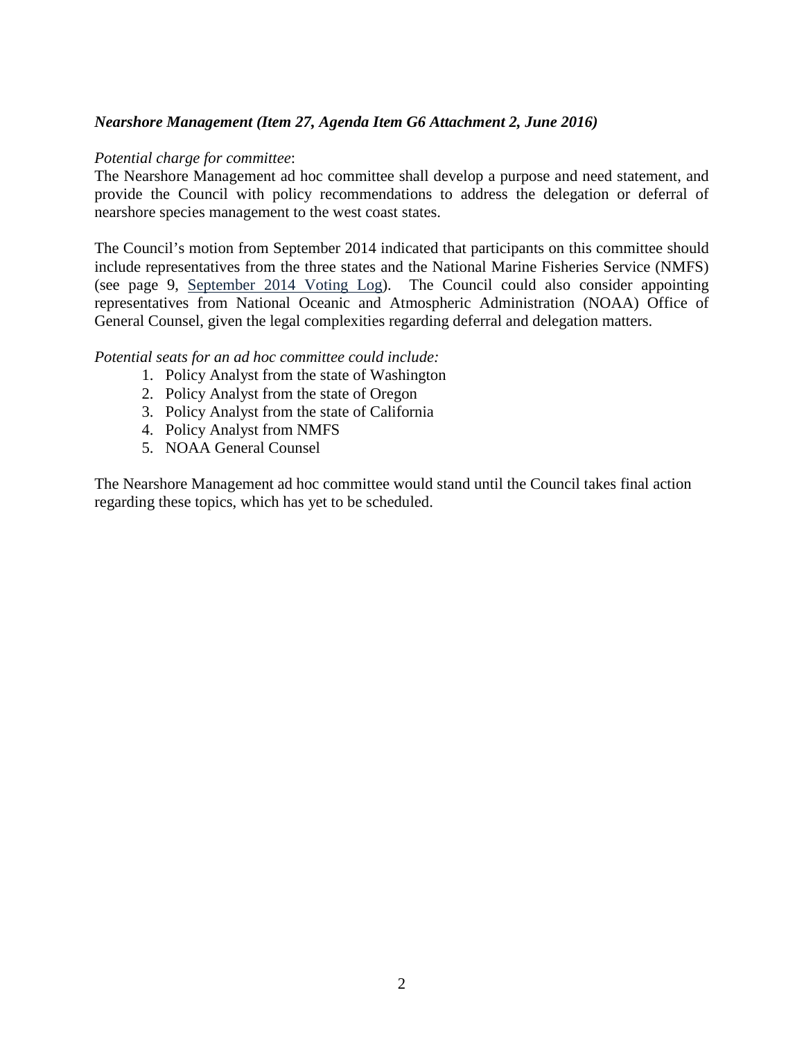***Nearshore Management (Item 27, Agenda Item G6 Attachment 2, June 2016)***

*Potential charge for committee*:

The Nearshore Management ad hoc committee shall develop a purpose and need statement, and provide the Council with policy recommendations to address the delegation or deferral of nearshore species management to the west coast states.

The Council's motion from September 2014 indicated that participants on this committee should include representatives from the three states and the National Marine Fisheries Service (NMFS) (see page 9, September 2014 Voting Log). The Council could also consider appointing representatives from National Oceanic and Atmospheric Administration (NOAA) Office of General Counsel, given the legal complexities regarding deferral and delegation matters.

*Potential seats for an ad hoc committee could include:*

1. Policy Analyst from the state of Washington
2. Policy Analyst from the state of Oregon
3. Policy Analyst from the state of California
4. Policy Analyst from NMFS
5. NOAA General Counsel

The Nearshore Management ad hoc committee would stand until the Council takes final action regarding these topics, which has yet to be scheduled.